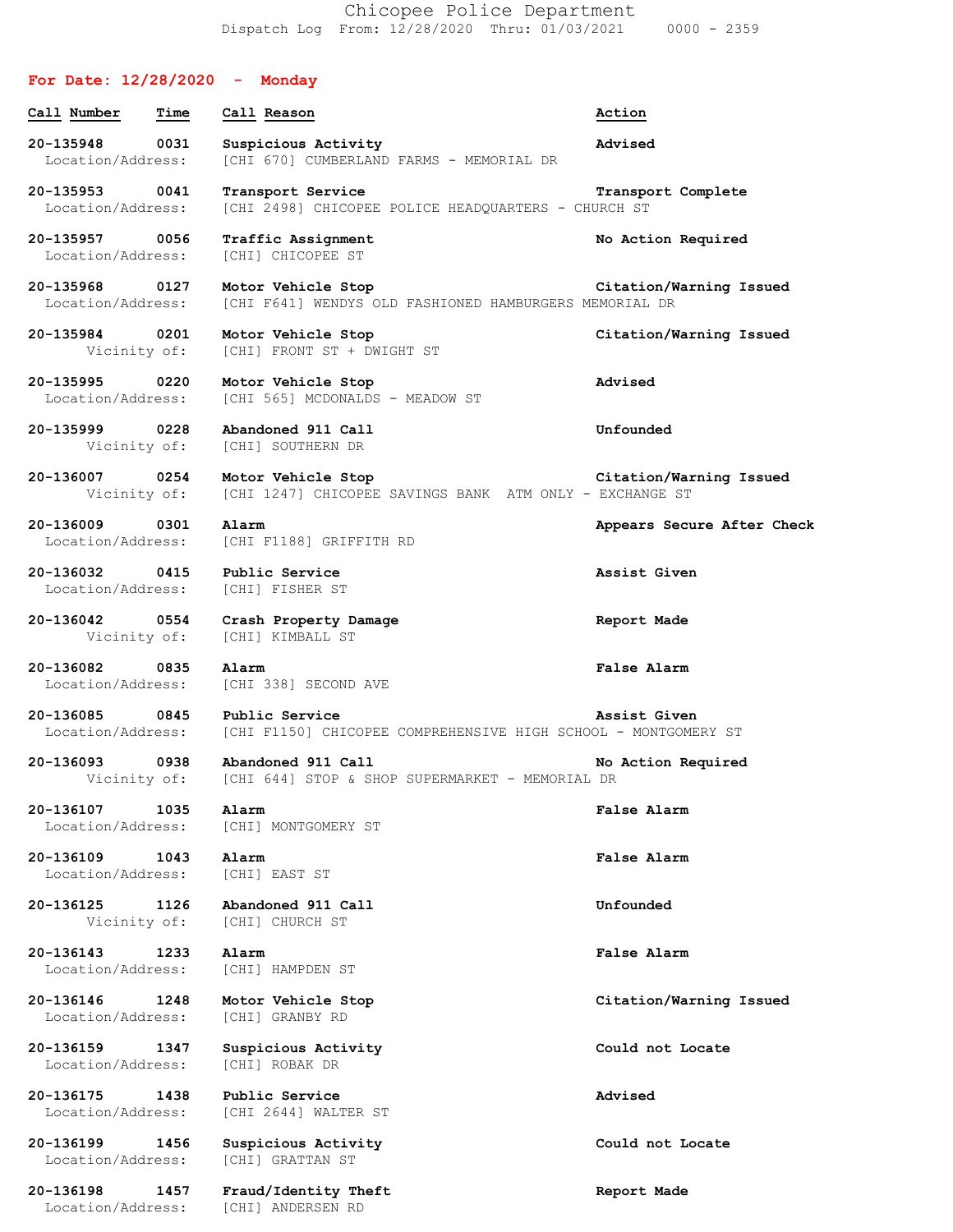# Chicopee Police Department

Dispatch Log From: 12/28/2020 Thru: 01/03/2021 0000 - 2359

## For Date: 12/28/2020 - Monday

| Call Number | Time | Call Reason | Action |
|---|---|---|---|
| 20-135948 | 0031 | Suspicious Activity | Advised |
| Location/Address: | | [CHI 670] CUMBERLAND FARMS - MEMORIAL DR | |
| 20-135953 | 0041 | Transport Service | Transport Complete |
| Location/Address: | | [CHI 2498] CHICOPEE POLICE HEADQUARTERS - CHURCH ST | |
| 20-135957 | 0056 | Traffic Assignment | No Action Required |
| Location/Address: | | [CHI] CHICOPEE ST | |
| 20-135968 | 0127 | Motor Vehicle Stop | Citation/Warning Issued |
| Location/Address: | | [CHI F641] WENDYS OLD FASHIONED HAMBURGERS MEMORIAL DR | |
| 20-135984 | 0201 | Motor Vehicle Stop | Citation/Warning Issued |
| Vicinity of: | | [CHI] FRONT ST + DWIGHT ST | |
| 20-135995 | 0220 | Motor Vehicle Stop | Advised |
| Location/Address: | | [CHI 565] MCDONALDS - MEADOW ST | |
| 20-135999 | 0228 | Abandoned 911 Call | Unfounded |
| Vicinity of: | | [CHI] SOUTHERN DR | |
| 20-136007 | 0254 | Motor Vehicle Stop | Citation/Warning Issued |
| Vicinity of: | | [CHI 1247] CHICOPEE SAVINGS BANK ATM ONLY - EXCHANGE ST | |
| 20-136009 | 0301 | Alarm | Appears Secure After Check |
| Location/Address: | | [CHI F1188] GRIFFITH RD | |
| 20-136032 | 0415 | Public Service | Assist Given |
| Location/Address: | | [CHI] FISHER ST | |
| 20-136042 | 0554 | Crash Property Damage | Report Made |
| Vicinity of: | | [CHI] KIMBALL ST | |
| 20-136082 | 0835 | Alarm | False Alarm |
| Location/Address: | | [CHI 338] SECOND AVE | |
| 20-136085 | 0845 | Public Service | Assist Given |
| Location/Address: | | [CHI F1150] CHICOPEE COMPREHENSIVE HIGH SCHOOL - MONTGOMERY ST | |
| 20-136093 | 0938 | Abandoned 911 Call | No Action Required |
| Vicinity of: | | [CHI 644] STOP & SHOP SUPERMARKET - MEMORIAL DR | |
| 20-136107 | 1035 | Alarm | False Alarm |
| Location/Address: | | [CHI] MONTGOMERY ST | |
| 20-136109 | 1043 | Alarm | False Alarm |
| Location/Address: | | [CHI] EAST ST | |
| 20-136125 | 1126 | Abandoned 911 Call | Unfounded |
| Vicinity of: | | [CHI] CHURCH ST | |
| 20-136143 | 1233 | Alarm | False Alarm |
| Location/Address: | | [CHI] HAMPDEN ST | |
| 20-136146 | 1248 | Motor Vehicle Stop | Citation/Warning Issued |
| Location/Address: | | [CHI] GRANBY RD | |
| 20-136159 | 1347 | Suspicious Activity | Could not Locate |
| Location/Address: | | [CHI] ROBAK DR | |
| 20-136175 | 1438 | Public Service | Advised |
| Location/Address: | | [CHI 2644] WALTER ST | |
| 20-136199 | 1456 | Suspicious Activity | Could not Locate |
| Location/Address: | | [CHI] GRATTAN ST | |
| 20-136198 | 1457 | Fraud/Identity Theft | Report Made |
| Location/Address: | | [CHI] ANDERSEN RD | |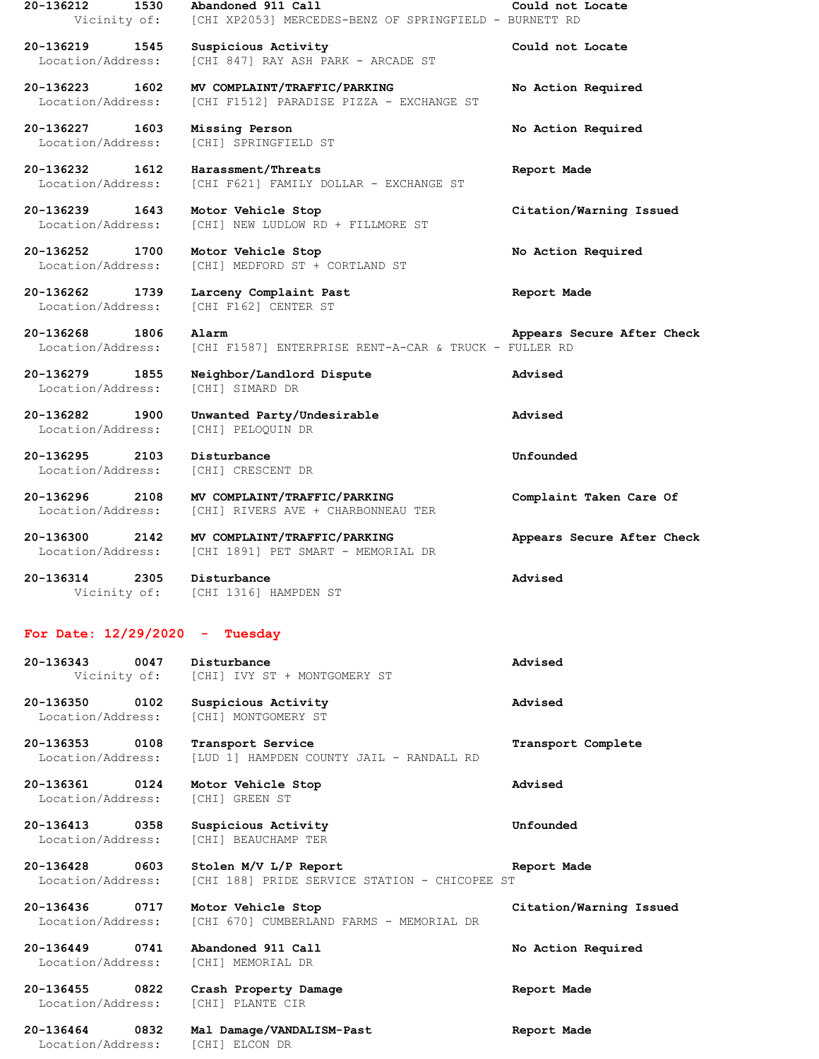**20-136212 1530 Abandoned 911 Call** **Could not Locate**
Vicinity of: [CHI XP2053] MERCEDES-BENZ OF SPRINGFIELD - BURNETT RD

**20-136219 1545 Suspicious Activity** **Could not Locate**
Location/Address: [CHI 847] RAY ASH PARK - ARCADE ST

**20-136223 1602 MV COMPLAINT/TRAFFIC/PARKING** **No Action Required**
Location/Address: [CHI F1512] PARADISE PIZZA - EXCHANGE ST

**20-136227 1603 Missing Person** **No Action Required**
Location/Address: [CHI] SPRINGFIELD ST

**20-136232 1612 Harassment/Threats** **Report Made**
Location/Address: [CHI F621] FAMILY DOLLAR - EXCHANGE ST

**20-136239 1643 Motor Vehicle Stop** **Citation/Warning Issued**
Location/Address: [CHI] NEW LUDLOW RD + FILLMORE ST

**20-136252 1700 Motor Vehicle Stop** **No Action Required**
Location/Address: [CHI] MEDFORD ST + CORTLAND ST

**20-136262 1739 Larceny Complaint Past** **Report Made**
Location/Address: [CHI F162] CENTER ST

**20-136268 1806 Alarm** **Appears Secure After Check**
Location/Address: [CHI F1587] ENTERPRISE RENT-A-CAR & TRUCK - FULLER RD

**20-136279 1855 Neighbor/Landlord Dispute** **Advised**
Location/Address: [CHI] SIMARD DR

**20-136282 1900 Unwanted Party/Undesirable** **Advised**
Location/Address: [CHI] PELOQUIN DR

**20-136295 2103 Disturbance** **Unfounded**
Location/Address: [CHI] CRESCENT DR

**20-136296 2108 MV COMPLAINT/TRAFFIC/PARKING** **Complaint Taken Care Of**
Location/Address: [CHI] RIVERS AVE + CHARBONNEAU TER

**20-136300 2142 MV COMPLAINT/TRAFFIC/PARKING** **Appears Secure After Check**
Location/Address: [CHI 1891] PET SMART - MEMORIAL DR

**20-136314 2305 Disturbance** **Advised**
Vicinity of: [CHI 1316] HAMPDEN ST

## For Date: 12/29/2020 - Tuesday

**20-136343 0047 Disturbance** **Advised**
Vicinity of: [CHI] IVY ST + MONTGOMERY ST

**20-136350 0102 Suspicious Activity** **Advised**
Location/Address: [CHI] MONTGOMERY ST

**20-136353 0108 Transport Service** **Transport Complete**
Location/Address: [LUD 1] HAMPDEN COUNTY JAIL - RANDALL RD

**20-136361 0124 Motor Vehicle Stop** **Advised**
Location/Address: [CHI] GREEN ST

**20-136413 0358 Suspicious Activity** **Unfounded**
Location/Address: [CHI] BEAUCHAMP TER

**20-136428 0603 Stolen M/V L/P Report** **Report Made**
Location/Address: [CHI 188] PRIDE SERVICE STATION - CHICOPEE ST

**20-136436 0717 Motor Vehicle Stop** **Citation/Warning Issued**
Location/Address: [CHI 670] CUMBERLAND FARMS - MEMORIAL DR

**20-136449 0741 Abandoned 911 Call** **No Action Required**
Location/Address: [CHI] MEMORIAL DR

**20-136455 0822 Crash Property Damage** **Report Made**
Location/Address: [CHI] PLANTE CIR

**20-136464 0832 Mal Damage/VANDALISM-Past** **Report Made**
Location/Address: [CHI] ELCON DR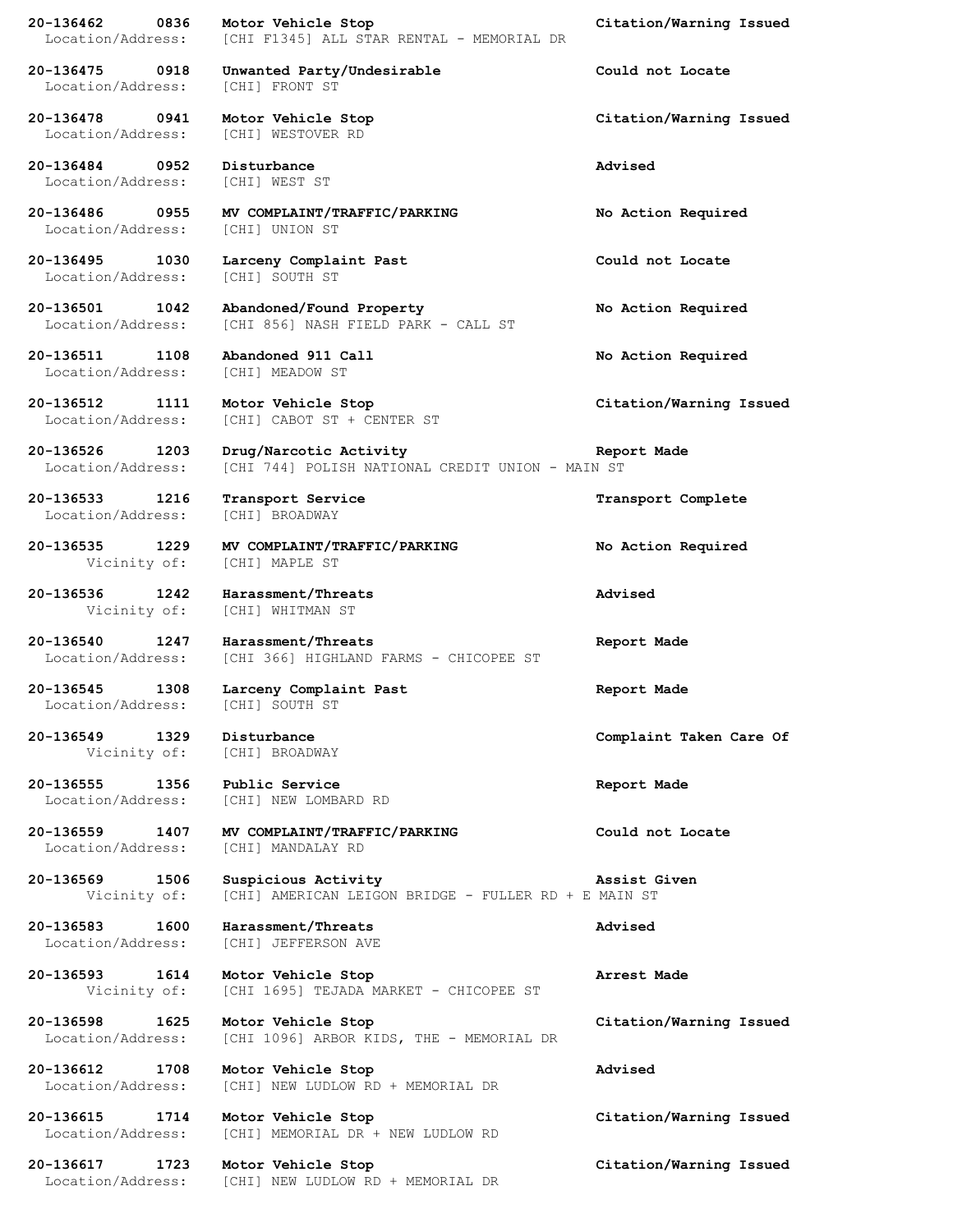**20-136462 0836 Motor Vehicle Stop Citation/Warning Issued**
Location/Address: [CHI F1345] ALL STAR RENTAL - MEMORIAL DR

**20-136475 0918 Unwanted Party/Undesirable Could not Locate**
Location/Address: [CHI] FRONT ST

**20-136478 0941 Motor Vehicle Stop Citation/Warning Issued**
Location/Address: [CHI] WESTOVER RD

**20-136484 0952 Disturbance Advised**
Location/Address: [CHI] WEST ST

**20-136486 0955 MV COMPLAINT/TRAFFIC/PARKING No Action Required**
Location/Address: [CHI] UNION ST

**20-136495 1030 Larceny Complaint Past Could not Locate**
Location/Address: [CHI] SOUTH ST

**20-136501 1042 Abandoned/Found Property No Action Required**
Location/Address: [CHI 856] NASH FIELD PARK - CALL ST

**20-136511 1108 Abandoned 911 Call No Action Required**
Location/Address: [CHI] MEADOW ST

**20-136512 1111 Motor Vehicle Stop Citation/Warning Issued**
Location/Address: [CHI] CABOT ST + CENTER ST

**20-136526 1203 Drug/Narcotic Activity Report Made**
Location/Address: [CHI 744] POLISH NATIONAL CREDIT UNION - MAIN ST

**20-136533 1216 Transport Service Transport Complete**
Location/Address: [CHI] BROADWAY

**20-136535 1229 MV COMPLAINT/TRAFFIC/PARKING No Action Required**
Vicinity of: [CHI] MAPLE ST

**20-136536 1242 Harassment/Threats Advised**
Vicinity of: [CHI] WHITMAN ST

**20-136540 1247 Harassment/Threats Report Made**
Location/Address: [CHI 366] HIGHLAND FARMS - CHICOPEE ST

**20-136545 1308 Larceny Complaint Past Report Made**
Location/Address: [CHI] SOUTH ST

**20-136549 1329 Disturbance Complaint Taken Care Of**
Vicinity of: [CHI] BROADWAY

**20-136555 1356 Public Service Report Made**
Location/Address: [CHI] NEW LOMBARD RD

**20-136559 1407 MV COMPLAINT/TRAFFIC/PARKING Could not Locate**
Location/Address: [CHI] MANDALAY RD

**20-136569 1506 Suspicious Activity Assist Given**
Vicinity of: [CHI] AMERICAN LEIGON BRIDGE - FULLER RD + E MAIN ST

**20-136583 1600 Harassment/Threats Advised**
Location/Address: [CHI] JEFFERSON AVE

**20-136593 1614 Motor Vehicle Stop Arrest Made**
Vicinity of: [CHI 1695] TEJADA MARKET - CHICOPEE ST

**20-136598 1625 Motor Vehicle Stop Citation/Warning Issued**
Location/Address: [CHI 1096] ARBOR KIDS, THE - MEMORIAL DR

**20-136612 1708 Motor Vehicle Stop Advised**
Location/Address: [CHI] NEW LUDLOW RD + MEMORIAL DR

**20-136615 1714 Motor Vehicle Stop Citation/Warning Issued**
Location/Address: [CHI] MEMORIAL DR + NEW LUDLOW RD

**20-136617 1723 Motor Vehicle Stop Citation/Warning Issued**
Location/Address: [CHI] NEW LUDLOW RD + MEMORIAL DR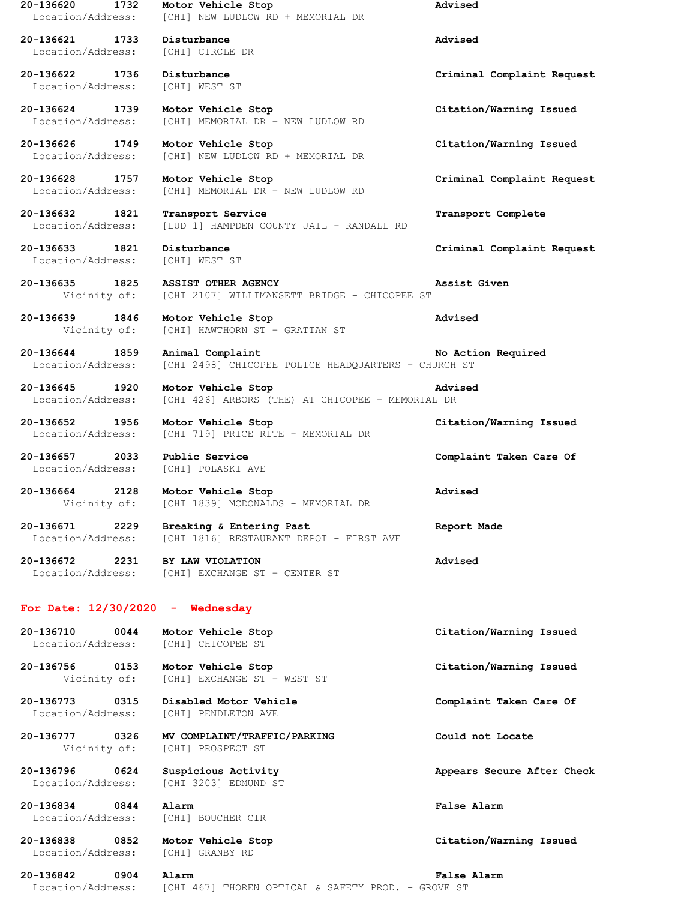**20-136620 1732 Motor Vehicle Stop** **Advised**
Location/Address: [CHI] NEW LUDLOW RD + MEMORIAL DR

**20-136621 1733 Disturbance** **Advised**
Location/Address: [CHI] CIRCLE DR

**20-136622 1736 Disturbance** **Criminal Complaint Request**
Location/Address: [CHI] WEST ST

**20-136624 1739 Motor Vehicle Stop** **Citation/Warning Issued**
Location/Address: [CHI] MEMORIAL DR + NEW LUDLOW RD

**20-136626 1749 Motor Vehicle Stop** **Citation/Warning Issued**
Location/Address: [CHI] NEW LUDLOW RD + MEMORIAL DR

**20-136628 1757 Motor Vehicle Stop** **Criminal Complaint Request**
Location/Address: [CHI] MEMORIAL DR + NEW LUDLOW RD

**20-136632 1821 Transport Service** **Transport Complete**
Location/Address: [LUD 1] HAMPDEN COUNTY JAIL - RANDALL RD

**20-136633 1821 Disturbance** **Criminal Complaint Request**
Location/Address: [CHI] WEST ST

**20-136635 1825 ASSIST OTHER AGENCY** **Assist Given**
Vicinity of: [CHI 2107] WILLIMANSETT BRIDGE - CHICOPEE ST

**20-136639 1846 Motor Vehicle Stop** **Advised**
Vicinity of: [CHI] HAWTHORN ST + GRATTAN ST

**20-136644 1859 Animal Complaint** **No Action Required**
Location/Address: [CHI 2498] CHICOPEE POLICE HEADQUARTERS - CHURCH ST

**20-136645 1920 Motor Vehicle Stop** **Advised**
Location/Address: [CHI 426] ARBORS (THE) AT CHICOPEE - MEMORIAL DR

**20-136652 1956 Motor Vehicle Stop** **Citation/Warning Issued**
Location/Address: [CHI 719] PRICE RITE - MEMORIAL DR

**20-136657 2033 Public Service** **Complaint Taken Care Of**
Location/Address: [CHI] POLASKI AVE

**20-136664 2128 Motor Vehicle Stop** **Advised**
Vicinity of: [CHI 1839] MCDONALDS - MEMORIAL DR

**20-136671 2229 Breaking & Entering Past** **Report Made**
Location/Address: [CHI 1816] RESTAURANT DEPOT - FIRST AVE

**20-136672 2231 BY LAW VIOLATION** **Advised**
Location/Address: [CHI] EXCHANGE ST + CENTER ST

## For Date: 12/30/2020 - Wednesday

**20-136710 0044 Motor Vehicle Stop** **Citation/Warning Issued**
Location/Address: [CHI] CHICOPEE ST

**20-136756 0153 Motor Vehicle Stop** **Citation/Warning Issued**
Vicinity of: [CHI] EXCHANGE ST + WEST ST

**20-136773 0315 Disabled Motor Vehicle** **Complaint Taken Care Of**
Location/Address: [CHI] PENDLETON AVE

**20-136777 0326 MV COMPLAINT/TRAFFIC/PARKING** **Could not Locate**
Vicinity of: [CHI] PROSPECT ST

**20-136796 0624 Suspicious Activity** **Appears Secure After Check**
Location/Address: [CHI 3203] EDMUND ST

**20-136834 0844 Alarm** **False Alarm**
Location/Address: [CHI] BOUCHER CIR

**20-136838 0852 Motor Vehicle Stop** **Citation/Warning Issued**
Location/Address: [CHI] GRANBY RD

**20-136842 0904 Alarm** **False Alarm**
Location/Address: [CHI 467] THOREN OPTICAL & SAFETY PROD. - GROVE ST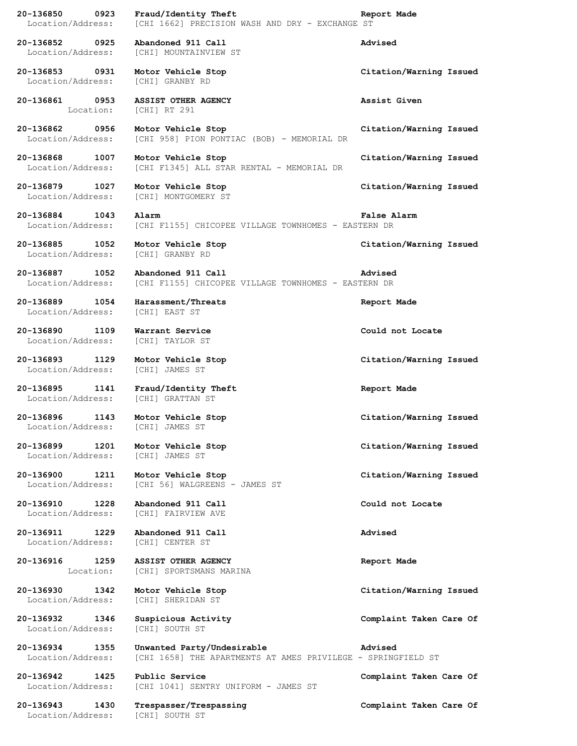**20-136850 0923 Fraud/Identity Theft Report Made**
Location/Address: [CHI 1662] PRECISION WASH AND DRY - EXCHANGE ST

**20-136852 0925 Abandoned 911 Call Advised**
Location/Address: [CHI] MOUNTAINVIEW ST

**20-136853 0931 Motor Vehicle Stop Citation/Warning Issued**
Location/Address: [CHI] GRANBY RD

**20-136861 0953 ASSIST OTHER AGENCY Assist Given**
Location: [CHI] RT 291

**20-136862 0956 Motor Vehicle Stop Citation/Warning Issued**
Location/Address: [CHI 958] PION PONTIAC (BOB) - MEMORIAL DR

**20-136868 1007 Motor Vehicle Stop Citation/Warning Issued**
Location/Address: [CHI F1345] ALL STAR RENTAL - MEMORIAL DR

**20-136879 1027 Motor Vehicle Stop Citation/Warning Issued**
Location/Address: [CHI] MONTGOMERY ST

**20-136884 1043 Alarm False Alarm**
Location/Address: [CHI F1155] CHICOPEE VILLAGE TOWNHOMES - EASTERN DR

**20-136885 1052 Motor Vehicle Stop Citation/Warning Issued**
Location/Address: [CHI] GRANBY RD

**20-136887 1052 Abandoned 911 Call Advised**
Location/Address: [CHI F1155] CHICOPEE VILLAGE TOWNHOMES - EASTERN DR

**20-136889 1054 Harassment/Threats Report Made**
Location/Address: [CHI] EAST ST

**20-136890 1109 Warrant Service Could not Locate**
Location/Address: [CHI] TAYLOR ST

**20-136893 1129 Motor Vehicle Stop Citation/Warning Issued**
Location/Address: [CHI] JAMES ST

**20-136895 1141 Fraud/Identity Theft Report Made**
Location/Address: [CHI] GRATTAN ST

**20-136896 1143 Motor Vehicle Stop Citation/Warning Issued**
Location/Address: [CHI] JAMES ST

**20-136899 1201 Motor Vehicle Stop Citation/Warning Issued**
Location/Address: [CHI] JAMES ST

**20-136900 1211 Motor Vehicle Stop Citation/Warning Issued**
Location/Address: [CHI 56] WALGREENS - JAMES ST

**20-136910 1228 Abandoned 911 Call Could not Locate**
Location/Address: [CHI] FAIRVIEW AVE

**20-136911 1229 Abandoned 911 Call Advised**
Location/Address: [CHI] CENTER ST

**20-136916 1259 ASSIST OTHER AGENCY Report Made**
Location: [CHI] SPORTSMANS MARINA

**20-136930 1342 Motor Vehicle Stop Citation/Warning Issued**
Location/Address: [CHI] SHERIDAN ST

**20-136932 1346 Suspicious Activity Complaint Taken Care Of**
Location/Address: [CHI] SOUTH ST

**20-136934 1355 Unwanted Party/Undesirable Advised**
Location/Address: [CHI 1658] THE APARTMENTS AT AMES PRIVILEGE - SPRINGFIELD ST

**20-136942 1425 Public Service Complaint Taken Care Of**
Location/Address: [CHI 1041] SENTRY UNIFORM - JAMES ST

**20-136943 1430 Trespasser/Trespassing Complaint Taken Care Of**
Location/Address: [CHI] SOUTH ST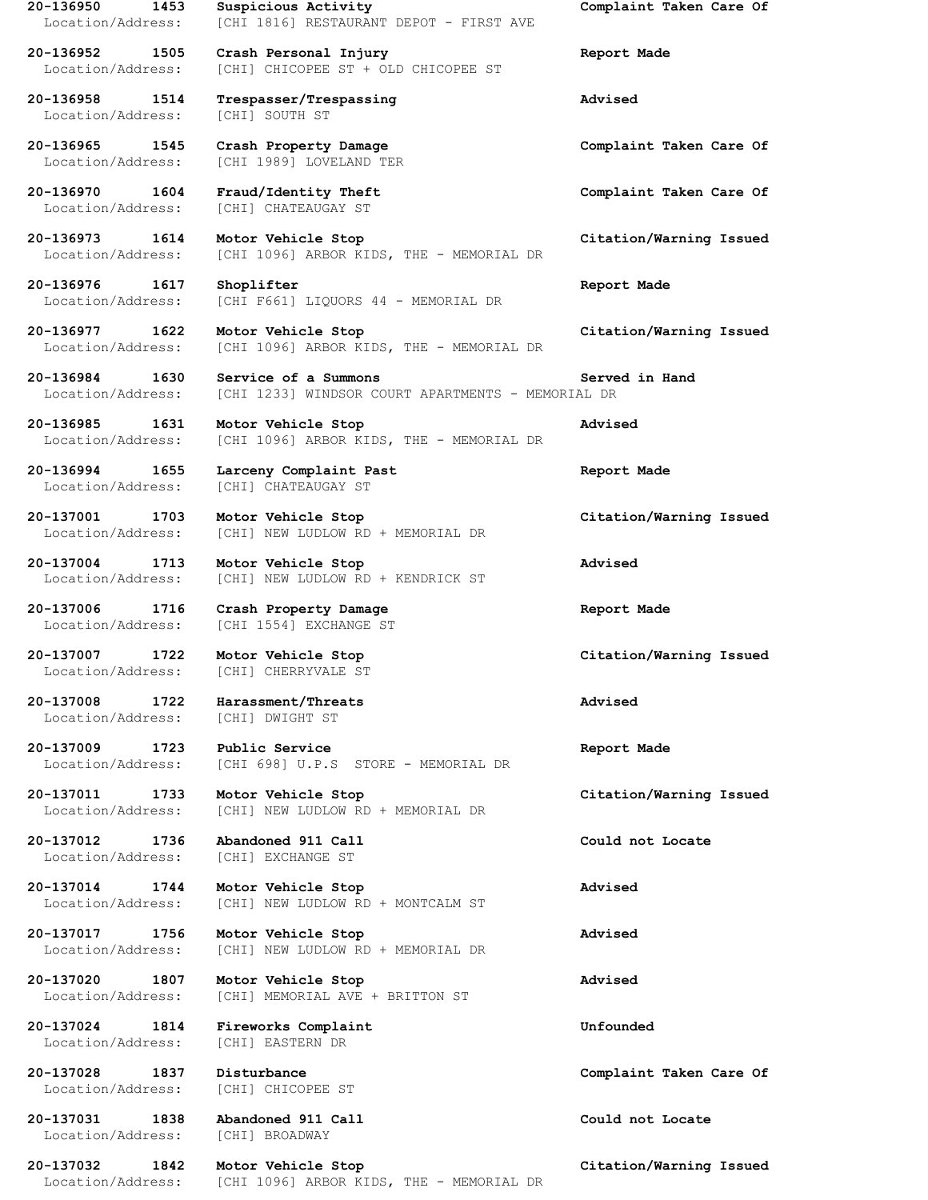**20-136950 1453 Suspicious Activity Complaint Taken Care Of**
Location/Address: [CHI 1816] RESTAURANT DEPOT - FIRST AVE

**20-136952 1505 Crash Personal Injury Report Made**
Location/Address: [CHI] CHICOPEE ST + OLD CHICOPEE ST

**20-136958 1514 Trespasser/Trespassing Advised**
Location/Address: [CHI] SOUTH ST

**20-136965 1545 Crash Property Damage Complaint Taken Care Of**
Location/Address: [CHI 1989] LOVELAND TER

**20-136970 1604 Fraud/Identity Theft Complaint Taken Care Of**
Location/Address: [CHI] CHATEAUGAY ST

**20-136973 1614 Motor Vehicle Stop Citation/Warning Issued**
Location/Address: [CHI 1096] ARBOR KIDS, THE - MEMORIAL DR

**20-136976 1617 Shoplifter Report Made**
Location/Address: [CHI F661] LIQUORS 44 - MEMORIAL DR

**20-136977 1622 Motor Vehicle Stop Citation/Warning Issued**
Location/Address: [CHI 1096] ARBOR KIDS, THE - MEMORIAL DR

**20-136984 1630 Service of a Summons Served in Hand**
Location/Address: [CHI 1233] WINDSOR COURT APARTMENTS - MEMORIAL DR

**20-136985 1631 Motor Vehicle Stop Advised**
Location/Address: [CHI 1096] ARBOR KIDS, THE - MEMORIAL DR

**20-136994 1655 Larceny Complaint Past Report Made**
Location/Address: [CHI] CHATEAUGAY ST

**20-137001 1703 Motor Vehicle Stop Citation/Warning Issued**
Location/Address: [CHI] NEW LUDLOW RD + MEMORIAL DR

**20-137004 1713 Motor Vehicle Stop Advised**
Location/Address: [CHI] NEW LUDLOW RD + KENDRICK ST

**20-137006 1716 Crash Property Damage Report Made**
Location/Address: [CHI 1554] EXCHANGE ST

**20-137007 1722 Motor Vehicle Stop Citation/Warning Issued**
Location/Address: [CHI] CHERRYVALE ST

**20-137008 1722 Harassment/Threats Advised**
Location/Address: [CHI] DWIGHT ST

**20-137009 1723 Public Service Report Made**
Location/Address: [CHI 698] U.P.S STORE - MEMORIAL DR

**20-137011 1733 Motor Vehicle Stop Citation/Warning Issued**
Location/Address: [CHI] NEW LUDLOW RD + MEMORIAL DR

**20-137012 1736 Abandoned 911 Call Could not Locate**
Location/Address: [CHI] EXCHANGE ST

**20-137014 1744 Motor Vehicle Stop Advised**
Location/Address: [CHI] NEW LUDLOW RD + MONTCALM ST

**20-137017 1756 Motor Vehicle Stop Advised**
Location/Address: [CHI] NEW LUDLOW RD + MEMORIAL DR

**20-137020 1807 Motor Vehicle Stop Advised**
Location/Address: [CHI] MEMORIAL AVE + BRITTON ST

**20-137024 1814 Fireworks Complaint Unfounded**
Location/Address: [CHI] EASTERN DR

**20-137028 1837 Disturbance Complaint Taken Care Of**
Location/Address: [CHI] CHICOPEE ST

**20-137031 1838 Abandoned 911 Call Could not Locate**
Location/Address: [CHI] BROADWAY

**20-137032 1842 Motor Vehicle Stop Citation/Warning Issued**
Location/Address: [CHI 1096] ARBOR KIDS, THE - MEMORIAL DR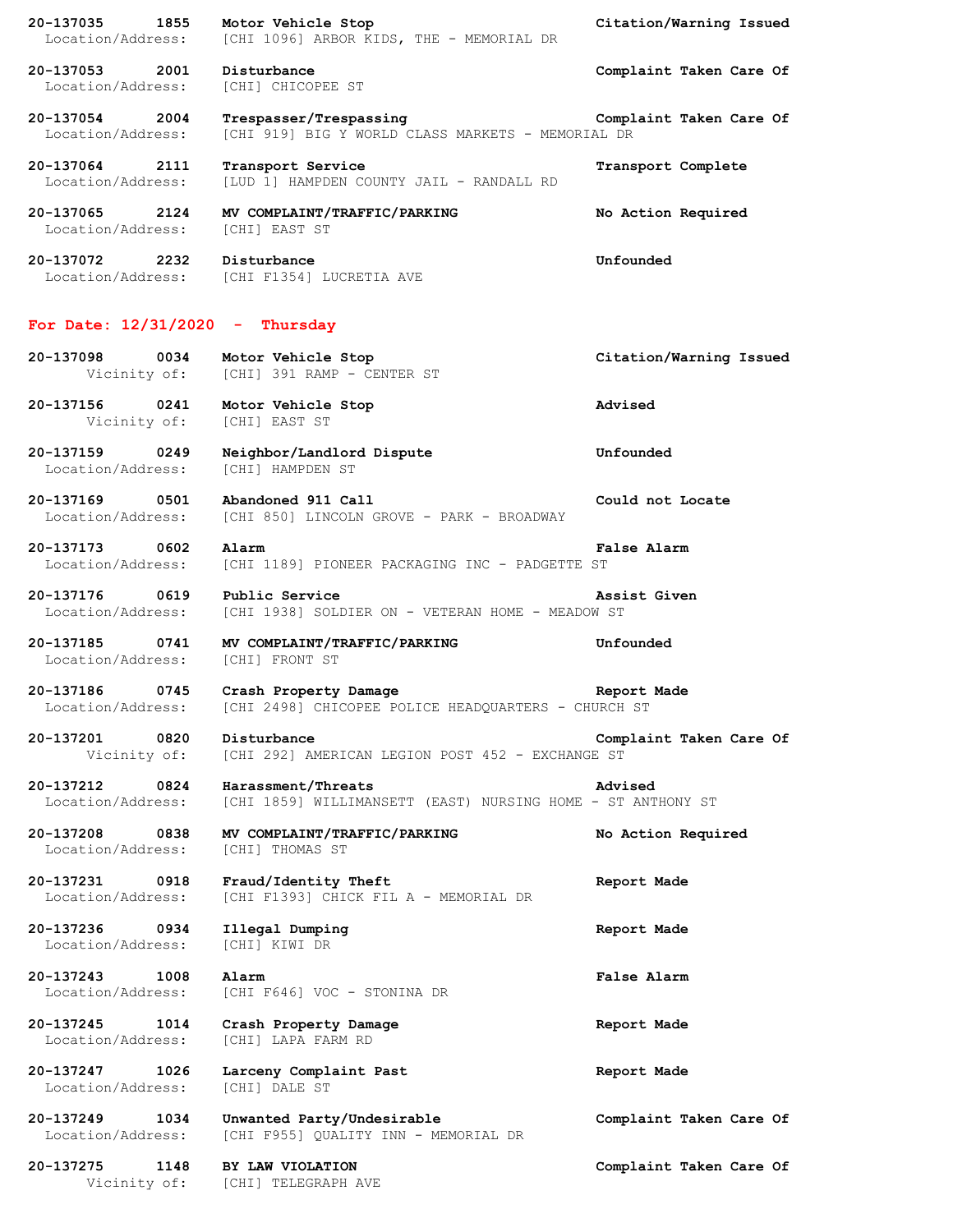**20-137035 1855 Motor Vehicle Stop** **Citation/Warning Issued**
Location/Address: [CHI 1096] ARBOR KIDS, THE - MEMORIAL DR

**20-137053 2001 Disturbance** **Complaint Taken Care Of**
Location/Address: [CHI] CHICOPEE ST

**20-137054 2004 Trespasser/Trespassing** **Complaint Taken Care Of**
Location/Address: [CHI 919] BIG Y WORLD CLASS MARKETS - MEMORIAL DR

**20-137064 2111 Transport Service** **Transport Complete**
Location/Address: [LUD 1] HAMPDEN COUNTY JAIL - RANDALL RD

**20-137065 2124 MV COMPLAINT/TRAFFIC/PARKING** **No Action Required**
Location/Address: [CHI] EAST ST

**20-137072 2232 Disturbance** **Unfounded**
Location/Address: [CHI F1354] LUCRETIA AVE

## For Date: 12/31/2020 - Thursday

**20-137098 0034 Motor Vehicle Stop** **Citation/Warning Issued**
Vicinity of: [CHI] 391 RAMP - CENTER ST

**20-137156 0241 Motor Vehicle Stop** **Advised**
Vicinity of: [CHI] EAST ST

**20-137159 0249 Neighbor/Landlord Dispute** **Unfounded**
Location/Address: [CHI] HAMPDEN ST

**20-137169 0501 Abandoned 911 Call** **Could not Locate**
Location/Address: [CHI 850] LINCOLN GROVE - PARK - BROADWAY

**20-137173 0602 Alarm** **False Alarm**
Location/Address: [CHI 1189] PIONEER PACKAGING INC - PADGETTE ST

**20-137176 0619 Public Service** **Assist Given**
Location/Address: [CHI 1938] SOLDIER ON - VETERAN HOME - MEADOW ST

**20-137185 0741 MV COMPLAINT/TRAFFIC/PARKING** **Unfounded**
Location/Address: [CHI] FRONT ST

**20-137186 0745 Crash Property Damage** **Report Made**
Location/Address: [CHI 2498] CHICOPEE POLICE HEADQUARTERS - CHURCH ST

**20-137201 0820 Disturbance** **Complaint Taken Care Of**
Vicinity of: [CHI 292] AMERICAN LEGION POST 452 - EXCHANGE ST

**20-137212 0824 Harassment/Threats** **Advised**
Location/Address: [CHI 1859] WILLIMANSETT (EAST) NURSING HOME - ST ANTHONY ST

**20-137208 0838 MV COMPLAINT/TRAFFIC/PARKING** **No Action Required**
Location/Address: [CHI] THOMAS ST

**20-137231 0918 Fraud/Identity Theft** **Report Made**
Location/Address: [CHI F1393] CHICK FIL A - MEMORIAL DR

**20-137236 0934 Illegal Dumping** **Report Made**
Location/Address: [CHI] KIWI DR

**20-137243 1008 Alarm** **False Alarm**
Location/Address: [CHI F646] VOC - STONINA DR

**20-137245 1014 Crash Property Damage** **Report Made**
Location/Address: [CHI] LAPA FARM RD

**20-137247 1026 Larceny Complaint Past** **Report Made**
Location/Address: [CHI] DALE ST

**20-137249 1034 Unwanted Party/Undesirable** **Complaint Taken Care Of**
Location/Address: [CHI F955] QUALITY INN - MEMORIAL DR

**20-137275 1148 BY LAW VIOLATION** **Complaint Taken Care Of**
Vicinity of: [CHI] TELEGRAPH AVE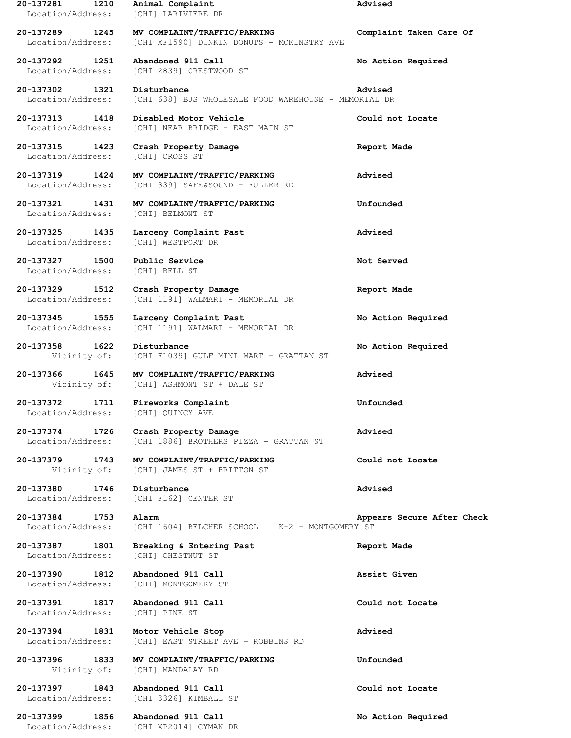**20-137281 1210 Animal Complaint** **Advised**
Location/Address: [CHI] LARIVIERE DR

**20-137289 1245 MV COMPLAINT/TRAFFIC/PARKING** **Complaint Taken Care Of**
Location/Address: [CHI XF1590] DUNKIN DONUTS - MCKINSTRY AVE

**20-137292 1251 Abandoned 911 Call** **No Action Required**
Location/Address: [CHI 2839] CRESTWOOD ST

**20-137302 1321 Disturbance** **Advised**
Location/Address: [CHI 638] BJS WHOLESALE FOOD WAREHOUSE - MEMORIAL DR

**20-137313 1418 Disabled Motor Vehicle** **Could not Locate**
Location/Address: [CHI] NEAR BRIDGE - EAST MAIN ST

**20-137315 1423 Crash Property Damage** **Report Made**
Location/Address: [CHI] CROSS ST

**20-137319 1424 MV COMPLAINT/TRAFFIC/PARKING** **Advised**
Location/Address: [CHI 339] SAFE&SOUND - FULLER RD

**20-137321 1431 MV COMPLAINT/TRAFFIC/PARKING** **Unfounded**
Location/Address: [CHI] BELMONT ST

**20-137325 1435 Larceny Complaint Past** **Advised**
Location/Address: [CHI] WESTPORT DR

**20-137327 1500 Public Service** **Not Served**
Location/Address: [CHI] BELL ST

**20-137329 1512 Crash Property Damage** **Report Made**
Location/Address: [CHI 1191] WALMART - MEMORIAL DR

**20-137345 1555 Larceny Complaint Past** **No Action Required**
Location/Address: [CHI 1191] WALMART - MEMORIAL DR

**20-137358 1622 Disturbance** **No Action Required**
Vicinity of: [CHI F1039] GULF MINI MART - GRATTAN ST

**20-137366 1645 MV COMPLAINT/TRAFFIC/PARKING** **Advised**
Vicinity of: [CHI] ASHMONT ST + DALE ST

**20-137372 1711 Fireworks Complaint** **Unfounded**
Location/Address: [CHI] QUINCY AVE

**20-137374 1726 Crash Property Damage** **Advised**
Location/Address: [CHI 1886] BROTHERS PIZZA - GRATTAN ST

**20-137379 1743 MV COMPLAINT/TRAFFIC/PARKING** **Could not Locate**
Vicinity of: [CHI] JAMES ST + BRITTON ST

**20-137380 1746 Disturbance** **Advised**
Location/Address: [CHI F162] CENTER ST

**20-137384 1753 Alarm** **Appears Secure After Check**
Location/Address: [CHI 1604] BELCHER SCHOOL K-2 - MONTGOMERY ST

**20-137387 1801 Breaking & Entering Past** **Report Made**
Location/Address: [CHI] CHESTNUT ST

**20-137390 1812 Abandoned 911 Call** **Assist Given**
Location/Address: [CHI] MONTGOMERY ST

**20-137391 1817 Abandoned 911 Call** **Could not Locate**
Location/Address: [CHI] PINE ST

**20-137394 1831 Motor Vehicle Stop** **Advised**
Location/Address: [CHI] EAST STREET AVE + ROBBINS RD

**20-137396 1833 MV COMPLAINT/TRAFFIC/PARKING** **Unfounded**
Vicinity of: [CHI] MANDALAY RD

**20-137397 1843 Abandoned 911 Call** **Could not Locate**
Location/Address: [CHI 3326] KIMBALL ST

**20-137399 1856 Abandoned 911 Call** **No Action Required**
Location/Address: [CHI XP2014] CYMAN DR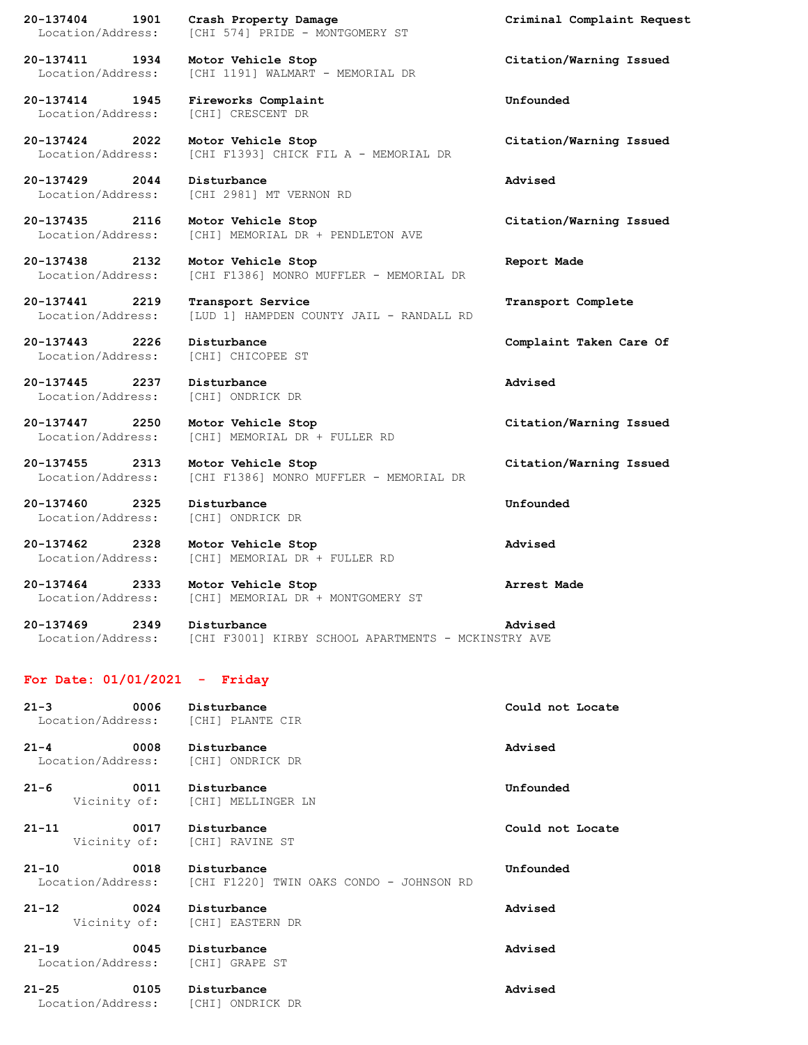**20-137404 1901 Crash Property Damage** **Criminal Complaint Request**
Location/Address: [CHI 574] PRIDE - MONTGOMERY ST

**20-137411 1934 Motor Vehicle Stop** **Citation/Warning Issued**
Location/Address: [CHI 1191] WALMART - MEMORIAL DR

**20-137414 1945 Fireworks Complaint** **Unfounded**
Location/Address: [CHI] CRESCENT DR

**20-137424 2022 Motor Vehicle Stop** **Citation/Warning Issued**
Location/Address: [CHI F1393] CHICK FIL A - MEMORIAL DR

**20-137429 2044 Disturbance** **Advised**
Location/Address: [CHI 2981] MT VERNON RD

**20-137435 2116 Motor Vehicle Stop** **Citation/Warning Issued**
Location/Address: [CHI] MEMORIAL DR + PENDLETON AVE

**20-137438 2132 Motor Vehicle Stop** **Report Made**
Location/Address: [CHI F1386] MONRO MUFFLER - MEMORIAL DR

**20-137441 2219 Transport Service** **Transport Complete**
Location/Address: [LUD 1] HAMPDEN COUNTY JAIL - RANDALL RD

**20-137443 2226 Disturbance** **Complaint Taken Care Of**
Location/Address: [CHI] CHICOPEE ST

**20-137445 2237 Disturbance** **Advised**
Location/Address: [CHI] ONDRICK DR

**20-137447 2250 Motor Vehicle Stop** **Citation/Warning Issued**
Location/Address: [CHI] MEMORIAL DR + FULLER RD

**20-137455 2313 Motor Vehicle Stop** **Citation/Warning Issued**
Location/Address: [CHI F1386] MONRO MUFFLER - MEMORIAL DR

**20-137460 2325 Disturbance** **Unfounded**
Location/Address: [CHI] ONDRICK DR

**20-137462 2328 Motor Vehicle Stop** **Advised**
Location/Address: [CHI] MEMORIAL DR + FULLER RD

**20-137464 2333 Motor Vehicle Stop** **Arrest Made**
Location/Address: [CHI] MEMORIAL DR + MONTGOMERY ST

**20-137469 2349 Disturbance** **Advised**
Location/Address: [CHI F3001] KIRBY SCHOOL APARTMENTS - MCKINSTRY AVE

## For Date: 01/01/2021 - Friday

**21-3 0006 Disturbance** **Could not Locate**
Location/Address: [CHI] PLANTE CIR

**21-4 0008 Disturbance** **Advised**
Location/Address: [CHI] ONDRICK DR

**21-6 0011 Disturbance** **Unfounded**
Vicinity of: [CHI] MELLINGER LN

**21-11 0017 Disturbance** **Could not Locate**
Vicinity of: [CHI] RAVINE ST

**21-10 0018 Disturbance** **Unfounded**
Location/Address: [CHI F1220] TWIN OAKS CONDO - JOHNSON RD

**21-12 0024 Disturbance** **Advised**
Vicinity of: [CHI] EASTERN DR

**21-19 0045 Disturbance** **Advised**
Location/Address: [CHI] GRAPE ST

**21-25 0105 Disturbance** **Advised**
Location/Address: [CHI] ONDRICK DR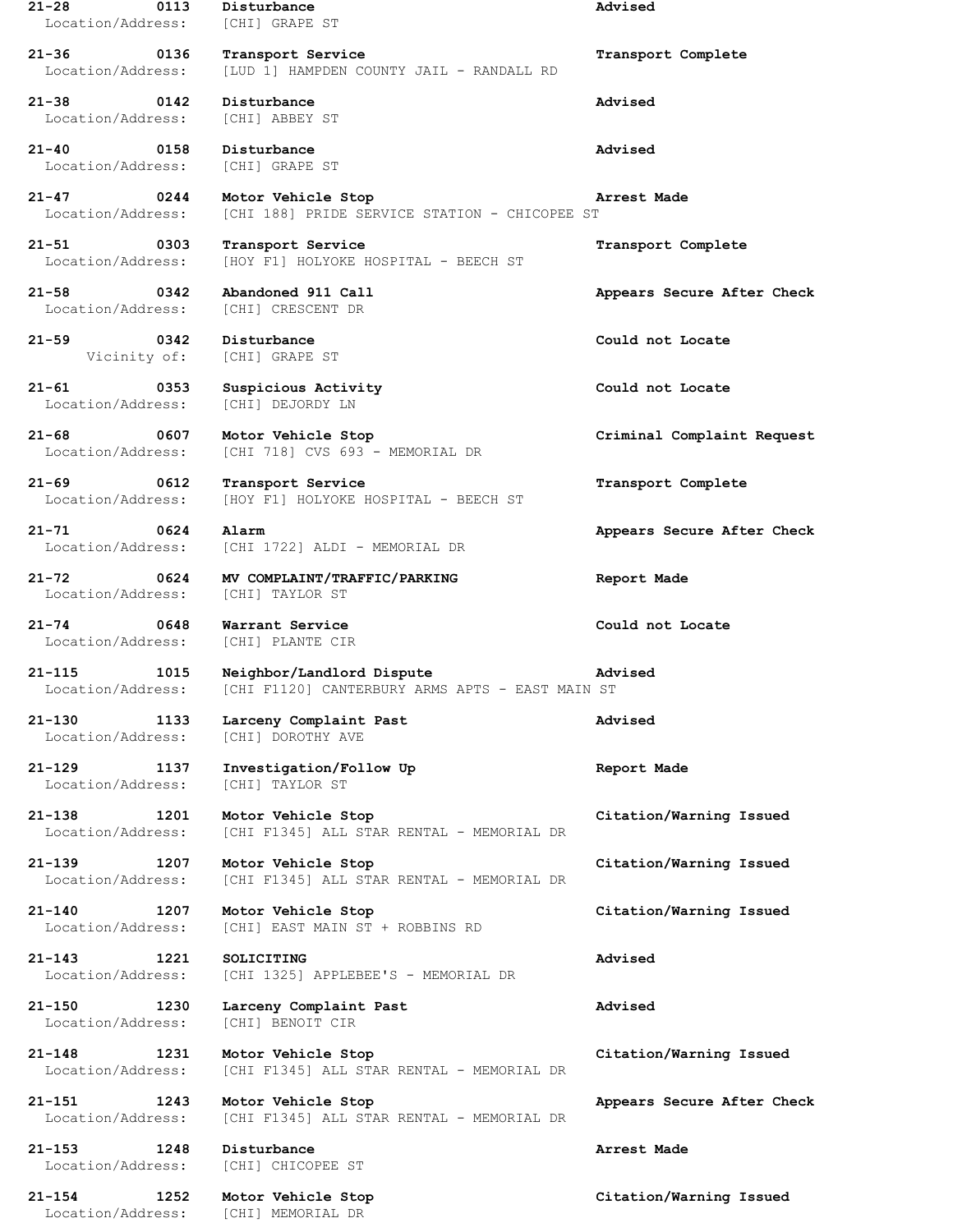**21-28 0113 Disturbance Advised**
Location/Address: [CHI] GRAPE ST

**21-36 0136 Transport Service Transport Complete**
Location/Address: [LUD 1] HAMPDEN COUNTY JAIL - RANDALL RD

**21-38 0142 Disturbance Advised**
Location/Address: [CHI] ABBEY ST

**21-40 0158 Disturbance Advised**
Location/Address: [CHI] GRAPE ST

**21-47 0244 Motor Vehicle Stop Arrest Made**
Location/Address: [CHI 188] PRIDE SERVICE STATION - CHICOPEE ST

**21-51 0303 Transport Service Transport Complete**
Location/Address: [HOY F1] HOLYOKE HOSPITAL - BEECH ST

**21-58 0342 Abandoned 911 Call Appears Secure After Check**
Location/Address: [CHI] CRESCENT DR

**21-59 0342 Disturbance Could not Locate**
Vicinity of: [CHI] GRAPE ST

**21-61 0353 Suspicious Activity Could not Locate**
Location/Address: [CHI] DEJORDY LN

**21-68 0607 Motor Vehicle Stop Criminal Complaint Request**
Location/Address: [CHI 718] CVS 693 - MEMORIAL DR

**21-69 0612 Transport Service Transport Complete**
Location/Address: [HOY F1] HOLYOKE HOSPITAL - BEECH ST

**21-71 0624 Alarm Appears Secure After Check**
Location/Address: [CHI 1722] ALDI - MEMORIAL DR

**21-72 0624 MV COMPLAINT/TRAFFIC/PARKING Report Made**
Location/Address: [CHI] TAYLOR ST

**21-74 0648 Warrant Service Could not Locate**
Location/Address: [CHI] PLANTE CIR

**21-115 1015 Neighbor/Landlord Dispute Advised**
Location/Address: [CHI F1120] CANTERBURY ARMS APTS - EAST MAIN ST

**21-130 1133 Larceny Complaint Past Advised**
Location/Address: [CHI] DOROTHY AVE

**21-129 1137 Investigation/Follow Up Report Made**
Location/Address: [CHI] TAYLOR ST

**21-138 1201 Motor Vehicle Stop Citation/Warning Issued**
Location/Address: [CHI F1345] ALL STAR RENTAL - MEMORIAL DR

**21-139 1207 Motor Vehicle Stop Citation/Warning Issued**
Location/Address: [CHI F1345] ALL STAR RENTAL - MEMORIAL DR

**21-140 1207 Motor Vehicle Stop Citation/Warning Issued**
Location/Address: [CHI] EAST MAIN ST + ROBBINS RD

**21-143 1221 SOLICITING Advised**
Location/Address: [CHI 1325] APPLEBEE'S - MEMORIAL DR

**21-150 1230 Larceny Complaint Past Advised**
Location/Address: [CHI] BENOIT CIR

**21-148 1231 Motor Vehicle Stop Citation/Warning Issued**
Location/Address: [CHI F1345] ALL STAR RENTAL - MEMORIAL DR

**21-151 1243 Motor Vehicle Stop Appears Secure After Check**
Location/Address: [CHI F1345] ALL STAR RENTAL - MEMORIAL DR

**21-153 1248 Disturbance Arrest Made**
Location/Address: [CHI] CHICOPEE ST

**21-154 1252 Motor Vehicle Stop Citation/Warning Issued**
Location/Address: [CHI] MEMORIAL DR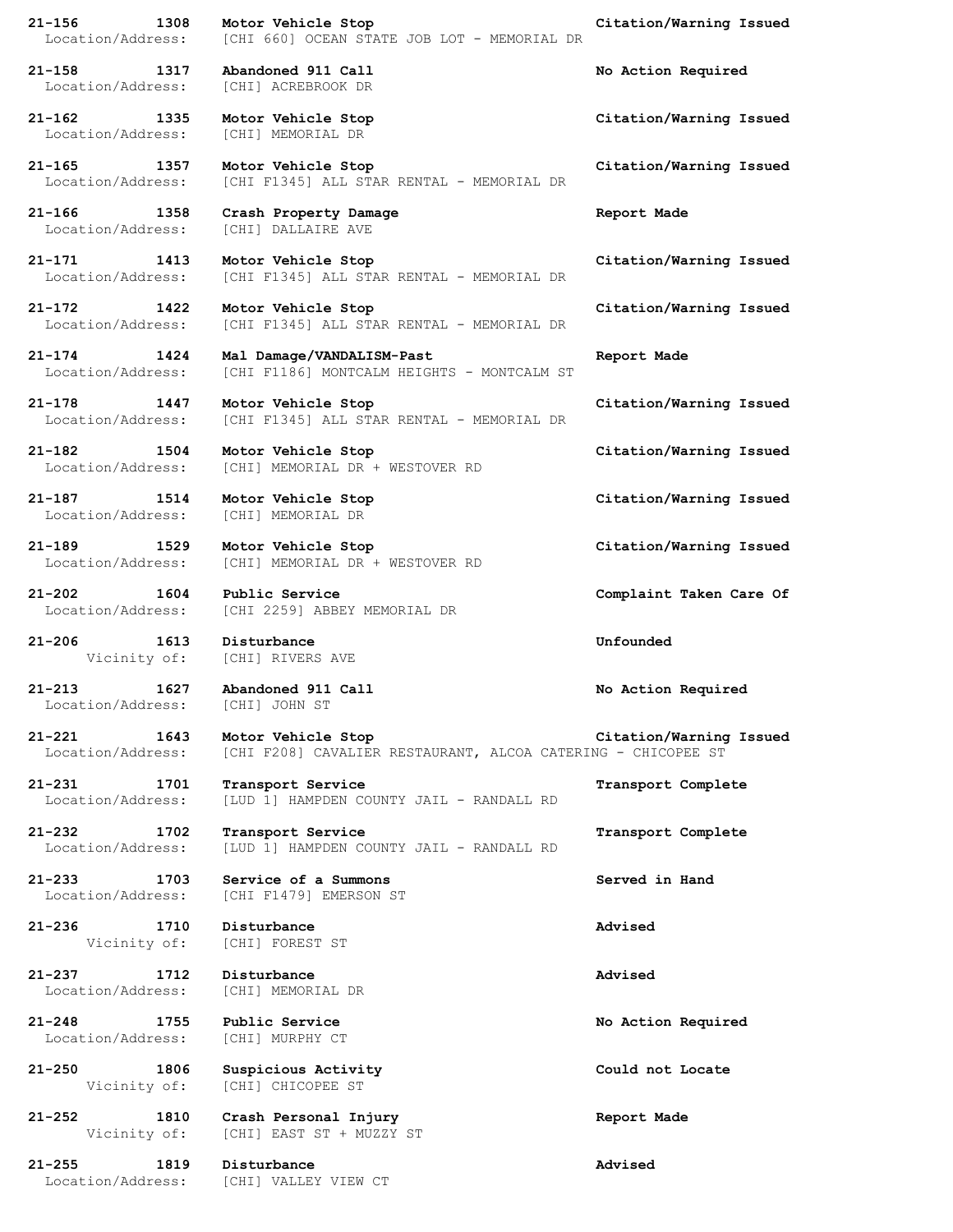**21-156 1308 Motor Vehicle Stop** **Citation/Warning Issued**
Location/Address: [CHI 660] OCEAN STATE JOB LOT - MEMORIAL DR

**21-158 1317 Abandoned 911 Call** **No Action Required**
Location/Address: [CHI] ACREBROOK DR

**21-162 1335 Motor Vehicle Stop** **Citation/Warning Issued**
Location/Address: [CHI] MEMORIAL DR

**21-165 1357 Motor Vehicle Stop** **Citation/Warning Issued**
Location/Address: [CHI F1345] ALL STAR RENTAL - MEMORIAL DR

**21-166 1358 Crash Property Damage** **Report Made**
Location/Address: [CHI] DALLAIRE AVE

**21-171 1413 Motor Vehicle Stop** **Citation/Warning Issued**
Location/Address: [CHI F1345] ALL STAR RENTAL - MEMORIAL DR

**21-172 1422 Motor Vehicle Stop** **Citation/Warning Issued**
Location/Address: [CHI F1345] ALL STAR RENTAL - MEMORIAL DR

**21-174 1424 Mal Damage/VANDALISM-Past** **Report Made**
Location/Address: [CHI F1186] MONTCALM HEIGHTS - MONTCALM ST

**21-178 1447 Motor Vehicle Stop** **Citation/Warning Issued**
Location/Address: [CHI F1345] ALL STAR RENTAL - MEMORIAL DR

**21-182 1504 Motor Vehicle Stop** **Citation/Warning Issued**
Location/Address: [CHI] MEMORIAL DR + WESTOVER RD

**21-187 1514 Motor Vehicle Stop** **Citation/Warning Issued**
Location/Address: [CHI] MEMORIAL DR

**21-189 1529 Motor Vehicle Stop** **Citation/Warning Issued**
Location/Address: [CHI] MEMORIAL DR + WESTOVER RD

**21-202 1604 Public Service** **Complaint Taken Care Of**
Location/Address: [CHI 2259] ABBEY MEMORIAL DR

**21-206 1613 Disturbance** **Unfounded**
Vicinity of: [CHI] RIVERS AVE

**21-213 1627 Abandoned 911 Call** **No Action Required**
Location/Address: [CHI] JOHN ST

**21-221 1643 Motor Vehicle Stop** **Citation/Warning Issued**
Location/Address: [CHI F208] CAVALIER RESTAURANT, ALCOA CATERING - CHICOPEE ST

**21-231 1701 Transport Service** **Transport Complete**
Location/Address: [LUD 1] HAMPDEN COUNTY JAIL - RANDALL RD

**21-232 1702 Transport Service** **Transport Complete**
Location/Address: [LUD 1] HAMPDEN COUNTY JAIL - RANDALL RD

**21-233 1703 Service of a Summons** **Served in Hand**
Location/Address: [CHI F1479] EMERSON ST

**21-236 1710 Disturbance** **Advised**
Vicinity of: [CHI] FOREST ST

**21-237 1712 Disturbance** **Advised**
Location/Address: [CHI] MEMORIAL DR

**21-248 1755 Public Service** **No Action Required**
Location/Address: [CHI] MURPHY CT

**21-250 1806 Suspicious Activity** **Could not Locate**
Vicinity of: [CHI] CHICOPEE ST

**21-252 1810 Crash Personal Injury** **Report Made**
Vicinity of: [CHI] EAST ST + MUZZY ST

**21-255 1819 Disturbance** **Advised**
Location/Address: [CHI] VALLEY VIEW CT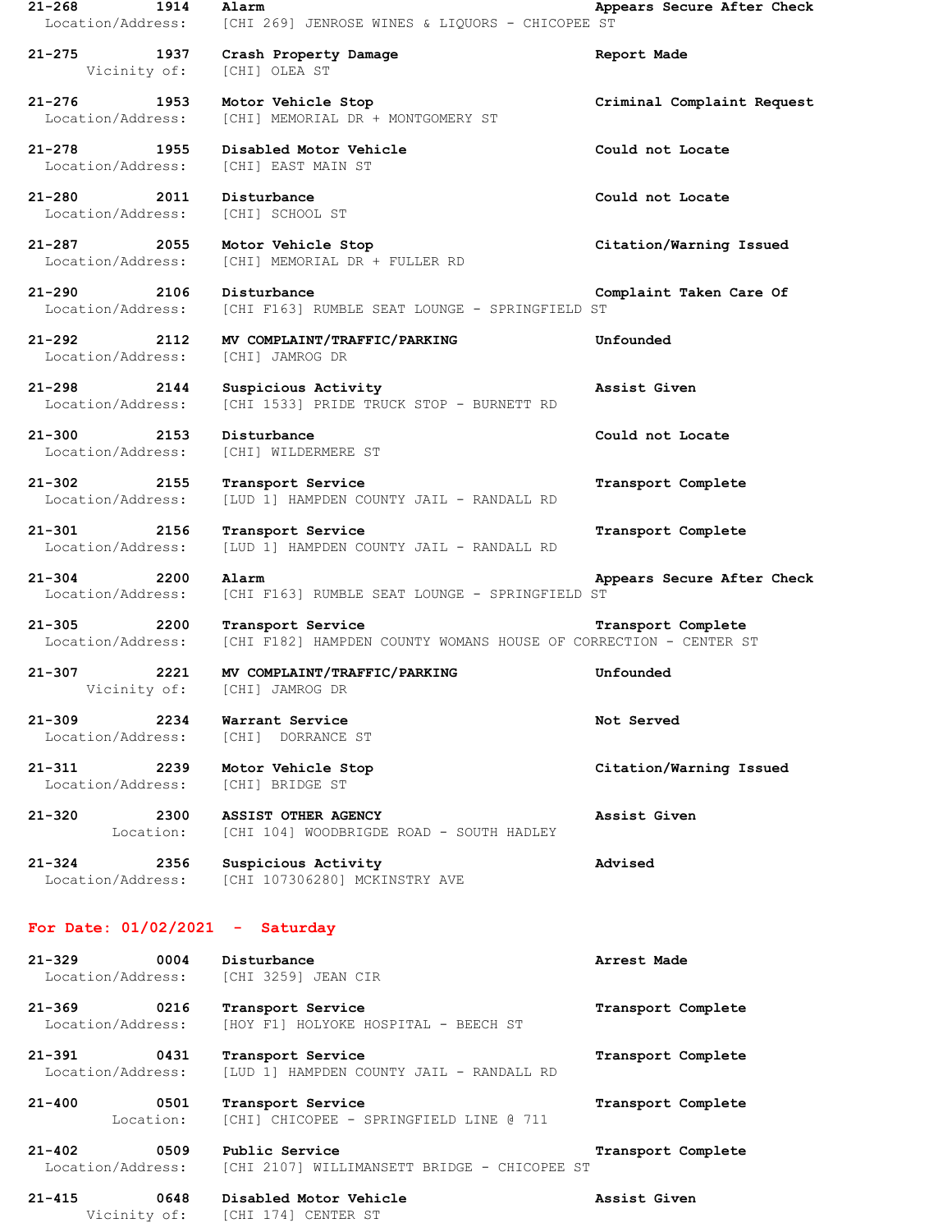**21-268 1914 Alarm** **Appears Secure After Check**
Location/Address: [CHI 269] JENROSE WINES & LIQUORS - CHICOPEE ST

**21-275 1937 Crash Property Damage** **Report Made**
Vicinity of: [CHI] OLEA ST

**21-276 1953 Motor Vehicle Stop** **Criminal Complaint Request**
Location/Address: [CHI] MEMORIAL DR + MONTGOMERY ST

**21-278 1955 Disabled Motor Vehicle** **Could not Locate**
Location/Address: [CHI] EAST MAIN ST

**21-280 2011 Disturbance** **Could not Locate**
Location/Address: [CHI] SCHOOL ST

**21-287 2055 Motor Vehicle Stop** **Citation/Warning Issued**
Location/Address: [CHI] MEMORIAL DR + FULLER RD

**21-290 2106 Disturbance** **Complaint Taken Care Of**
Location/Address: [CHI F163] RUMBLE SEAT LOUNGE - SPRINGFIELD ST

**21-292 2112 MV COMPLAINT/TRAFFIC/PARKING** **Unfounded**
Location/Address: [CHI] JAMROG DR

**21-298 2144 Suspicious Activity** **Assist Given**
Location/Address: [CHI 1533] PRIDE TRUCK STOP - BURNETT RD

**21-300 2153 Disturbance** **Could not Locate**
Location/Address: [CHI] WILDERMERE ST

**21-302 2155 Transport Service** **Transport Complete**
Location/Address: [LUD 1] HAMPDEN COUNTY JAIL - RANDALL RD

**21-301 2156 Transport Service** **Transport Complete**
Location/Address: [LUD 1] HAMPDEN COUNTY JAIL - RANDALL RD

**21-304 2200 Alarm** **Appears Secure After Check**
Location/Address: [CHI F163] RUMBLE SEAT LOUNGE - SPRINGFIELD ST

**21-305 2200 Transport Service** **Transport Complete**
Location/Address: [CHI F182] HAMPDEN COUNTY WOMANS HOUSE OF CORRECTION - CENTER ST

**21-307 2221 MV COMPLAINT/TRAFFIC/PARKING** **Unfounded**
Vicinity of: [CHI] JAMROG DR

**21-309 2234 Warrant Service** **Not Served**
Location/Address: [CHI] DORRANCE ST

**21-311 2239 Motor Vehicle Stop** **Citation/Warning Issued**
Location/Address: [CHI] BRIDGE ST

**21-320 2300 ASSIST OTHER AGENCY** **Assist Given**
Location: [CHI 104] WOODBRIGDE ROAD - SOUTH HADLEY

**21-324 2356 Suspicious Activity** **Advised**
Location/Address: [CHI 107306280] MCKINSTRY AVE

## For Date: 01/02/2021 - Saturday

**21-329 0004 Disturbance** **Arrest Made**
Location/Address: [CHI 3259] JEAN CIR

**21-369 0216 Transport Service** **Transport Complete**
Location/Address: [HOY F1] HOLYOKE HOSPITAL - BEECH ST

**21-391 0431 Transport Service** **Transport Complete**
Location/Address: [LUD 1] HAMPDEN COUNTY JAIL - RANDALL RD

**21-400 0501 Transport Service** **Transport Complete**
Location: [CHI] CHICOPEE - SPRINGFIELD LINE @ 711

**21-402 0509 Public Service** **Transport Complete**
Location/Address: [CHI 2107] WILLIMANSETT BRIDGE - CHICOPEE ST

**21-415 0648 Disabled Motor Vehicle** **Assist Given**
Vicinity of: [CHI 174] CENTER ST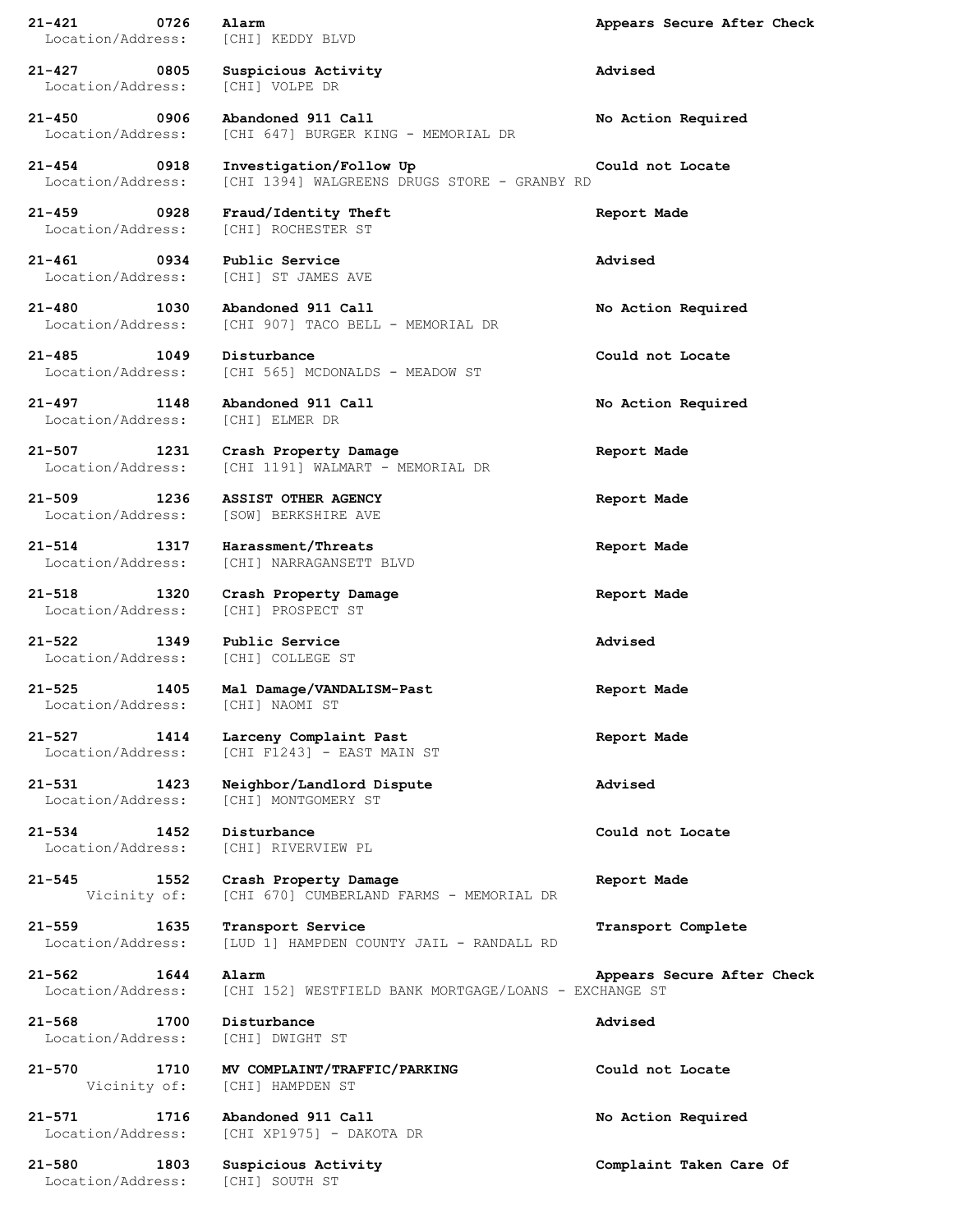**21-421 0726 Alarm** **Appears Secure After Check**
Location/Address: [CHI] KEDDY BLVD

**21-427 0805 Suspicious Activity** **Advised**
Location/Address: [CHI] VOLPE DR

**21-450 0906 Abandoned 911 Call** **No Action Required**
Location/Address: [CHI 647] BURGER KING - MEMORIAL DR

**21-454 0918 Investigation/Follow Up** **Could not Locate**
Location/Address: [CHI 1394] WALGREENS DRUGS STORE - GRANBY RD

**21-459 0928 Fraud/Identity Theft** **Report Made**
Location/Address: [CHI] ROCHESTER ST

**21-461 0934 Public Service** **Advised**
Location/Address: [CHI] ST JAMES AVE

**21-480 1030 Abandoned 911 Call** **No Action Required**
Location/Address: [CHI 907] TACO BELL - MEMORIAL DR

**21-485 1049 Disturbance** **Could not Locate**
Location/Address: [CHI 565] MCDONALDS - MEADOW ST

**21-497 1148 Abandoned 911 Call** **No Action Required**
Location/Address: [CHI] ELMER DR

**21-507 1231 Crash Property Damage** **Report Made**
Location/Address: [CHI 1191] WALMART - MEMORIAL DR

**21-509 1236 ASSIST OTHER AGENCY** **Report Made**
Location/Address: [SOW] BERKSHIRE AVE

**21-514 1317 Harassment/Threats** **Report Made**
Location/Address: [CHI] NARRAGANSETT BLVD

**21-518 1320 Crash Property Damage** **Report Made**
Location/Address: [CHI] PROSPECT ST

**21-522 1349 Public Service** **Advised**
Location/Address: [CHI] COLLEGE ST

**21-525 1405 Mal Damage/VANDALISM-Past** **Report Made**
Location/Address: [CHI] NAOMI ST

**21-527 1414 Larceny Complaint Past** **Report Made**
Location/Address: [CHI F1243] - EAST MAIN ST

**21-531 1423 Neighbor/Landlord Dispute** **Advised**
Location/Address: [CHI] MONTGOMERY ST

**21-534 1452 Disturbance** **Could not Locate**
Location/Address: [CHI] RIVERVIEW PL

**21-545 1552 Crash Property Damage** **Report Made**
Vicinity of: [CHI 670] CUMBERLAND FARMS - MEMORIAL DR

**21-559 1635 Transport Service** **Transport Complete**
Location/Address: [LUD 1] HAMPDEN COUNTY JAIL - RANDALL RD

**21-562 1644 Alarm** **Appears Secure After Check**
Location/Address: [CHI 152] WESTFIELD BANK MORTGAGE/LOANS - EXCHANGE ST

**21-568 1700 Disturbance** **Advised**
Location/Address: [CHI] DWIGHT ST

**21-570 1710 MV COMPLAINT/TRAFFIC/PARKING** **Could not Locate**
Vicinity of: [CHI] HAMPDEN ST

**21-571 1716 Abandoned 911 Call** **No Action Required**
Location/Address: [CHI XP1975] - DAKOTA DR

**21-580 1803 Suspicious Activity** **Complaint Taken Care Of**
Location/Address: [CHI] SOUTH ST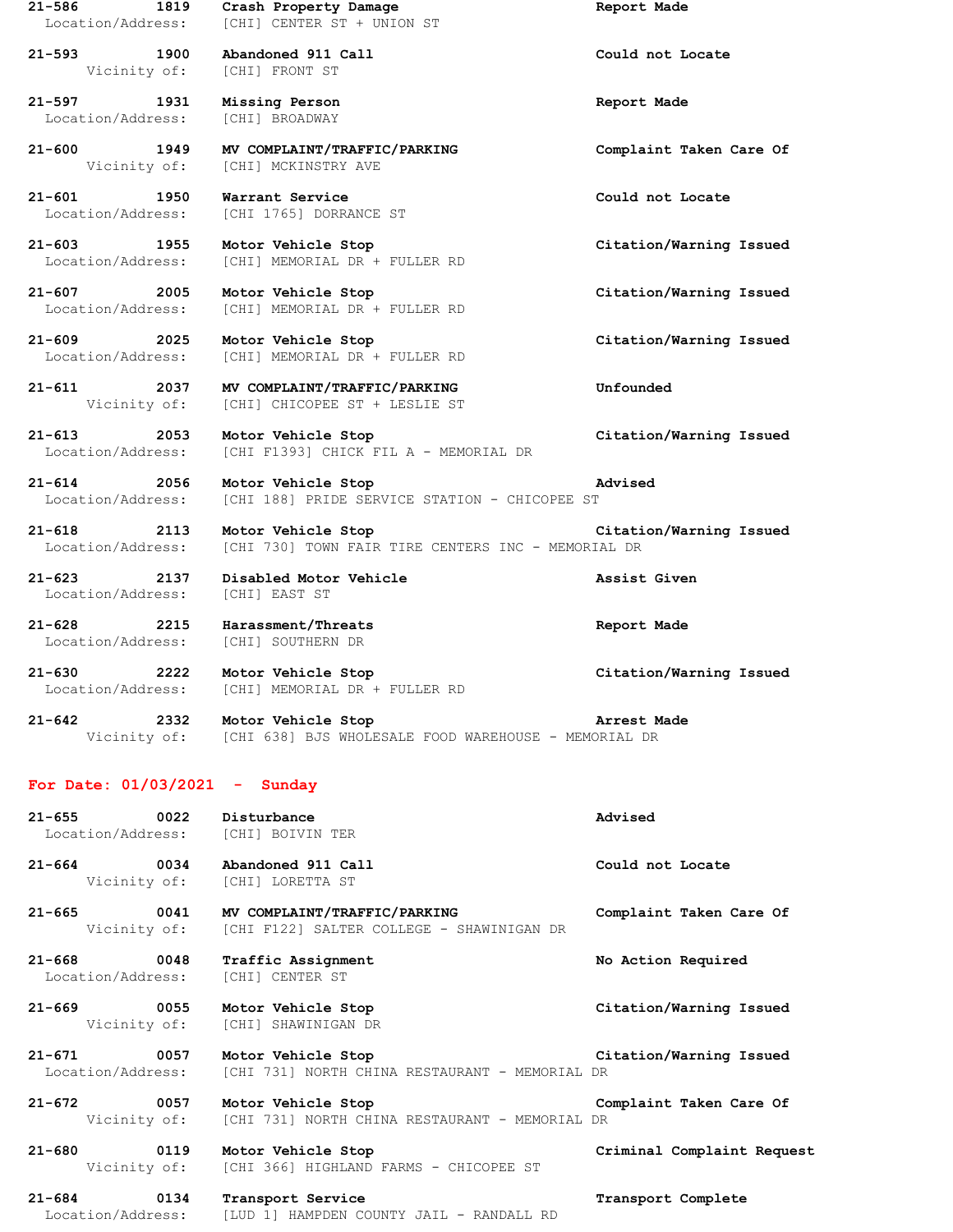**21-586** **1819** **Crash Property Damage** **Report Made**
Location/Address: [CHI] CENTER ST + UNION ST

**21-593** **1900** **Abandoned 911 Call** **Could not Locate**
Vicinity of: [CHI] FRONT ST

**21-597** **1931** **Missing Person** **Report Made**
Location/Address: [CHI] BROADWAY

**21-600** **1949** **MV COMPLAINT/TRAFFIC/PARKING** **Complaint Taken Care Of**
Vicinity of: [CHI] MCKINSTRY AVE

**21-601** **1950** **Warrant Service** **Could not Locate**
Location/Address: [CHI 1765] DORRANCE ST

**21-603** **1955** **Motor Vehicle Stop** **Citation/Warning Issued**
Location/Address: [CHI] MEMORIAL DR + FULLER RD

**21-607** **2005** **Motor Vehicle Stop** **Citation/Warning Issued**
Location/Address: [CHI] MEMORIAL DR + FULLER RD

**21-609** **2025** **Motor Vehicle Stop** **Citation/Warning Issued**
Location/Address: [CHI] MEMORIAL DR + FULLER RD

**21-611** **2037** **MV COMPLAINT/TRAFFIC/PARKING** **Unfounded**
Vicinity of: [CHI] CHICOPEE ST + LESLIE ST

**21-613** **2053** **Motor Vehicle Stop** **Citation/Warning Issued**
Location/Address: [CHI F1393] CHICK FIL A - MEMORIAL DR

**21-614** **2056** **Motor Vehicle Stop** **Advised**
Location/Address: [CHI 188] PRIDE SERVICE STATION - CHICOPEE ST

**21-618** **2113** **Motor Vehicle Stop** **Citation/Warning Issued**
Location/Address: [CHI 730] TOWN FAIR TIRE CENTERS INC - MEMORIAL DR

**21-623** **2137** **Disabled Motor Vehicle** **Assist Given**
Location/Address: [CHI] EAST ST

**21-628** **2215** **Harassment/Threats** **Report Made**
Location/Address: [CHI] SOUTHERN DR

**21-630** **2222** **Motor Vehicle Stop** **Citation/Warning Issued**
Location/Address: [CHI] MEMORIAL DR + FULLER RD

**21-642** **2332** **Motor Vehicle Stop** **Arrest Made**
Vicinity of: [CHI 638] BJS WHOLESALE FOOD WAREHOUSE - MEMORIAL DR

## For Date: 01/03/2021 - Sunday

**21-655** **0022** **Disturbance** **Advised**
Location/Address: [CHI] BOIVIN TER

**21-664** **0034** **Abandoned 911 Call** **Could not Locate**
Vicinity of: [CHI] LORETTA ST

**21-665** **0041** **MV COMPLAINT/TRAFFIC/PARKING** **Complaint Taken Care Of**
Vicinity of: [CHI F122] SALTER COLLEGE - SHAWINIGAN DR

**21-668** **0048** **Traffic Assignment** **No Action Required**
Location/Address: [CHI] CENTER ST

**21-669** **0055** **Motor Vehicle Stop** **Citation/Warning Issued**
Vicinity of: [CHI] SHAWINIGAN DR

**21-671** **0057** **Motor Vehicle Stop** **Citation/Warning Issued**
Location/Address: [CHI 731] NORTH CHINA RESTAURANT - MEMORIAL DR

**21-672** **0057** **Motor Vehicle Stop** **Complaint Taken Care Of**
Vicinity of: [CHI 731] NORTH CHINA RESTAURANT - MEMORIAL DR

**21-680** **0119** **Motor Vehicle Stop** **Criminal Complaint Request**
Vicinity of: [CHI 366] HIGHLAND FARMS - CHICOPEE ST

**21-684** **0134** **Transport Service** **Transport Complete**
Location/Address: [LUD 1] HAMPDEN COUNTY JAIL - RANDALL RD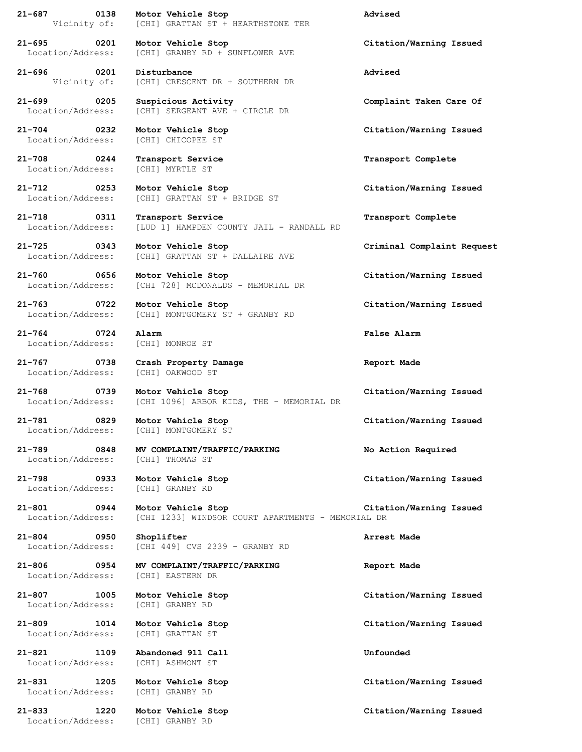**21-687** **0138** **Motor Vehicle Stop** **Advised**
Vicinity of: [CHI] GRATTAN ST + HEARTHSTONE TER

**21-695** **0201** **Motor Vehicle Stop** **Citation/Warning Issued**
Location/Address: [CHI] GRANBY RD + SUNFLOWER AVE

**21-696** **0201** **Disturbance** **Advised**
Vicinity of: [CHI] CRESCENT DR + SOUTHERN DR

**21-699** **0205** **Suspicious Activity** **Complaint Taken Care Of**
Location/Address: [CHI] SERGEANT AVE + CIRCLE DR

**21-704** **0232** **Motor Vehicle Stop** **Citation/Warning Issued**
Location/Address: [CHI] CHICOPEE ST

**21-708** **0244** **Transport Service** **Transport Complete**
Location/Address: [CHI] MYRTLE ST

**21-712** **0253** **Motor Vehicle Stop** **Citation/Warning Issued**
Location/Address: [CHI] GRATTAN ST + BRIDGE ST

**21-718** **0311** **Transport Service** **Transport Complete**
Location/Address: [LUD 1] HAMPDEN COUNTY JAIL - RANDALL RD

**21-725** **0343** **Motor Vehicle Stop** **Criminal Complaint Request**
Location/Address: [CHI] GRATTAN ST + DALLAIRE AVE

**21-760** **0656** **Motor Vehicle Stop** **Citation/Warning Issued**
Location/Address: [CHI 728] MCDONALDS - MEMORIAL DR

**21-763** **0722** **Motor Vehicle Stop** **Citation/Warning Issued**
Location/Address: [CHI] MONTGOMERY ST + GRANBY RD

**21-764** **0724** **Alarm** **False Alarm**
Location/Address: [CHI] MONROE ST

**21-767** **0738** **Crash Property Damage** **Report Made**
Location/Address: [CHI] OAKWOOD ST

**21-768** **0739** **Motor Vehicle Stop** **Citation/Warning Issued**
Location/Address: [CHI 1096] ARBOR KIDS, THE - MEMORIAL DR

**21-781** **0829** **Motor Vehicle Stop** **Citation/Warning Issued**
Location/Address: [CHI] MONTGOMERY ST

**21-789** **0848** **MV COMPLAINT/TRAFFIC/PARKING** **No Action Required**
Location/Address: [CHI] THOMAS ST

**21-798** **0933** **Motor Vehicle Stop** **Citation/Warning Issued**
Location/Address: [CHI] GRANBY RD

**21-801** **0944** **Motor Vehicle Stop** **Citation/Warning Issued**
Location/Address: [CHI 1233] WINDSOR COURT APARTMENTS - MEMORIAL DR

**21-804** **0950** **Shoplifter** **Arrest Made**
Location/Address: [CHI 449] CVS 2339 - GRANBY RD

**21-806** **0954** **MV COMPLAINT/TRAFFIC/PARKING** **Report Made**
Location/Address: [CHI] EASTERN DR

**21-807** **1005** **Motor Vehicle Stop** **Citation/Warning Issued**
Location/Address: [CHI] GRANBY RD

**21-809** **1014** **Motor Vehicle Stop** **Citation/Warning Issued**
Location/Address: [CHI] GRATTAN ST

**21-821** **1109** **Abandoned 911 Call** **Unfounded**
Location/Address: [CHI] ASHMONT ST

**21-831** **1205** **Motor Vehicle Stop** **Citation/Warning Issued**
Location/Address: [CHI] GRANBY RD

**21-833** **1220** **Motor Vehicle Stop** **Citation/Warning Issued**
Location/Address: [CHI] GRANBY RD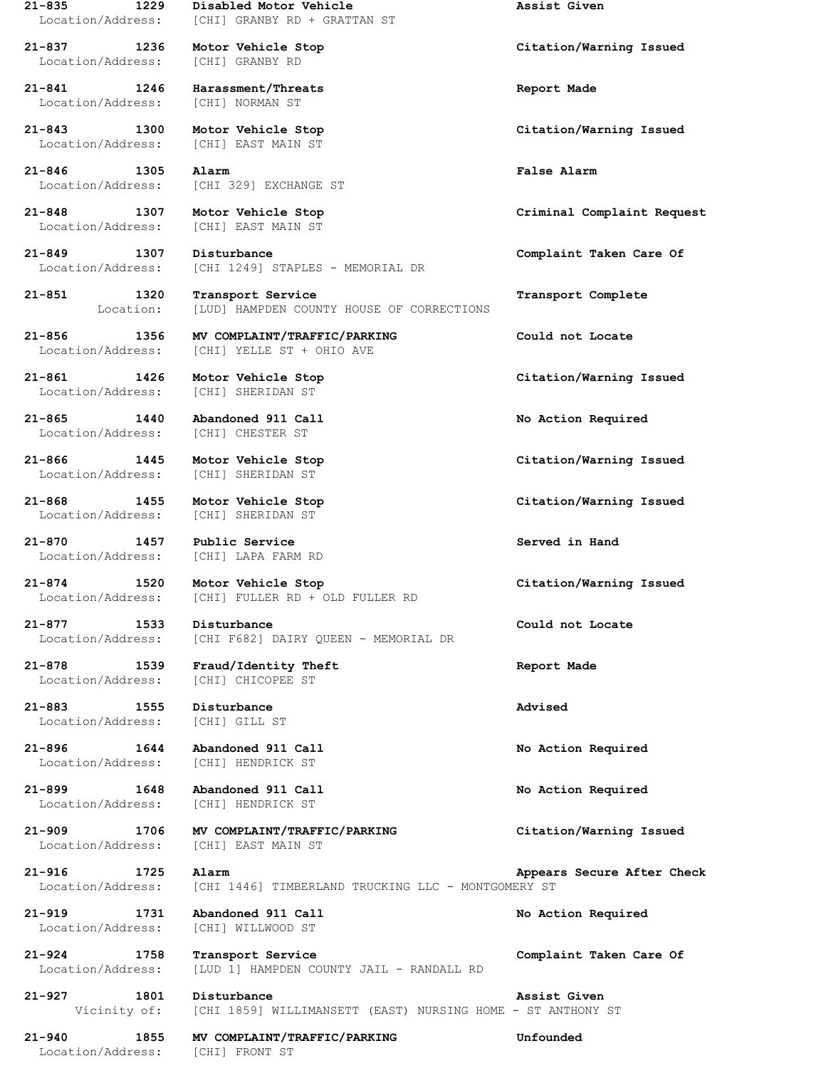**21-835 1229 Disabled Motor Vehicle Assist Given**
Location/Address: [CHI] GRANBY RD + GRATTAN ST

**21-837 1236 Motor Vehicle Stop Citation/Warning Issued**
Location/Address: [CHI] GRANBY RD

**21-841 1246 Harassment/Threats Report Made**
Location/Address: [CHI] NORMAN ST

**21-843 1300 Motor Vehicle Stop Citation/Warning Issued**
Location/Address: [CHI] EAST MAIN ST

**21-846 1305 Alarm False Alarm**
Location/Address: [CHI 329] EXCHANGE ST

**21-848 1307 Motor Vehicle Stop Criminal Complaint Request**
Location/Address: [CHI] EAST MAIN ST

**21-849 1307 Disturbance Complaint Taken Care Of**
Location/Address: [CHI 1249] STAPLES - MEMORIAL DR

**21-851 1320 Transport Service Transport Complete**
Location: [LUD] HAMPDEN COUNTY HOUSE OF CORRECTIONS

**21-856 1356 MV COMPLAINT/TRAFFIC/PARKING Could not Locate**
Location/Address: [CHI] YELLE ST + OHIO AVE

**21-861 1426 Motor Vehicle Stop Citation/Warning Issued**
Location/Address: [CHI] SHERIDAN ST

**21-865 1440 Abandoned 911 Call No Action Required**
Location/Address: [CHI] CHESTER ST

**21-866 1445 Motor Vehicle Stop Citation/Warning Issued**
Location/Address: [CHI] SHERIDAN ST

**21-868 1455 Motor Vehicle Stop Citation/Warning Issued**
Location/Address: [CHI] SHERIDAN ST

**21-870 1457 Public Service Served in Hand**
Location/Address: [CHI] LAPA FARM RD

**21-874 1520 Motor Vehicle Stop Citation/Warning Issued**
Location/Address: [CHI] FULLER RD + OLD FULLER RD

**21-877 1533 Disturbance Could not Locate**
Location/Address: [CHI F682] DAIRY QUEEN - MEMORIAL DR

**21-878 1539 Fraud/Identity Theft Report Made**
Location/Address: [CHI] CHICOPEE ST

**21-883 1555 Disturbance Advised**
Location/Address: [CHI] GILL ST

**21-896 1644 Abandoned 911 Call No Action Required**
Location/Address: [CHI] HENDRICK ST

**21-899 1648 Abandoned 911 Call No Action Required**
Location/Address: [CHI] HENDRICK ST

**21-909 1706 MV COMPLAINT/TRAFFIC/PARKING Citation/Warning Issued**
Location/Address: [CHI] EAST MAIN ST

**21-916 1725 Alarm Appears Secure After Check**
Location/Address: [CHI 1446] TIMBERLAND TRUCKING LLC - MONTGOMERY ST

**21-919 1731 Abandoned 911 Call No Action Required**
Location/Address: [CHI] WILLWOOD ST

**21-924 1758 Transport Service Complaint Taken Care Of**
Location/Address: [LUD 1] HAMPDEN COUNTY JAIL - RANDALL RD

**21-927 1801 Disturbance Assist Given**
Vicinity of: [CHI 1859] WILLIMANSETT (EAST) NURSING HOME - ST ANTHONY ST

**21-940 1855 MV COMPLAINT/TRAFFIC/PARKING Unfounded**
Location/Address: [CHI] FRONT ST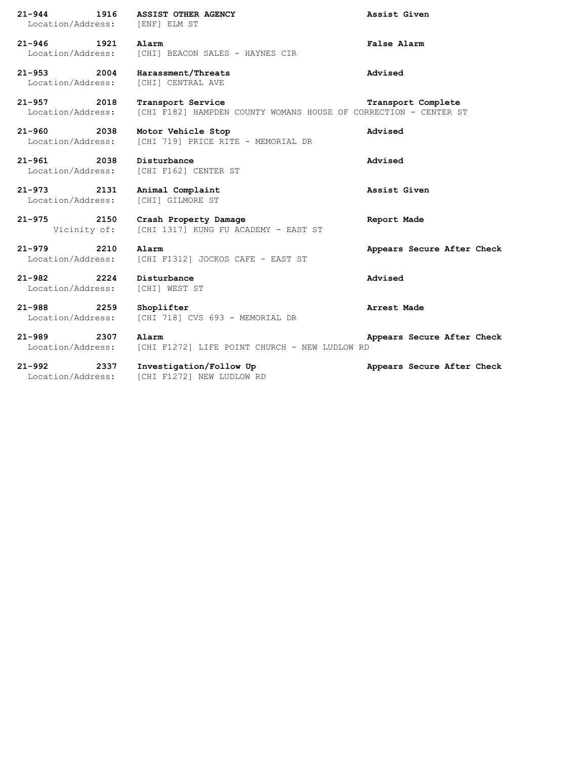**21-944 1916 ASSIST OTHER AGENCY** **Assist Given**
Location/Address: [ENF] ELM ST

**21-946 1921 Alarm** **False Alarm**
Location/Address: [CHI] BEACON SALES - HAYNES CIR

**21-953 2004 Harassment/Threats** **Advised**
Location/Address: [CHI] CENTRAL AVE

**21-957 2018 Transport Service** **Transport Complete**
Location/Address: [CHI F182] HAMPDEN COUNTY WOMANS HOUSE OF CORRECTION - CENTER ST

**21-960 2038 Motor Vehicle Stop** **Advised**
Location/Address: [CHI 719] PRICE RITE - MEMORIAL DR

**21-961 2038 Disturbance** **Advised**
Location/Address: [CHI F162] CENTER ST

**21-973 2131 Animal Complaint** **Assist Given**
Location/Address: [CHI] GILMORE ST

**21-975 2150 Crash Property Damage** **Report Made**
Vicinity of: [CHI 1317] KUNG FU ACADEMY - EAST ST

**21-979 2210 Alarm** **Appears Secure After Check**
Location/Address: [CHI F1312] JOCKOS CAFE - EAST ST

**21-982 2224 Disturbance** **Advised**
Location/Address: [CHI] WEST ST

**21-988 2259 Shoplifter** **Arrest Made**
Location/Address: [CHI 718] CVS 693 - MEMORIAL DR

**21-989 2307 Alarm** **Appears Secure After Check**
Location/Address: [CHI F1272] LIFE POINT CHURCH - NEW LUDLOW RD

**21-992 2337 Investigation/Follow Up** **Appears Secure After Check**
Location/Address: [CHI F1272] NEW LUDLOW RD